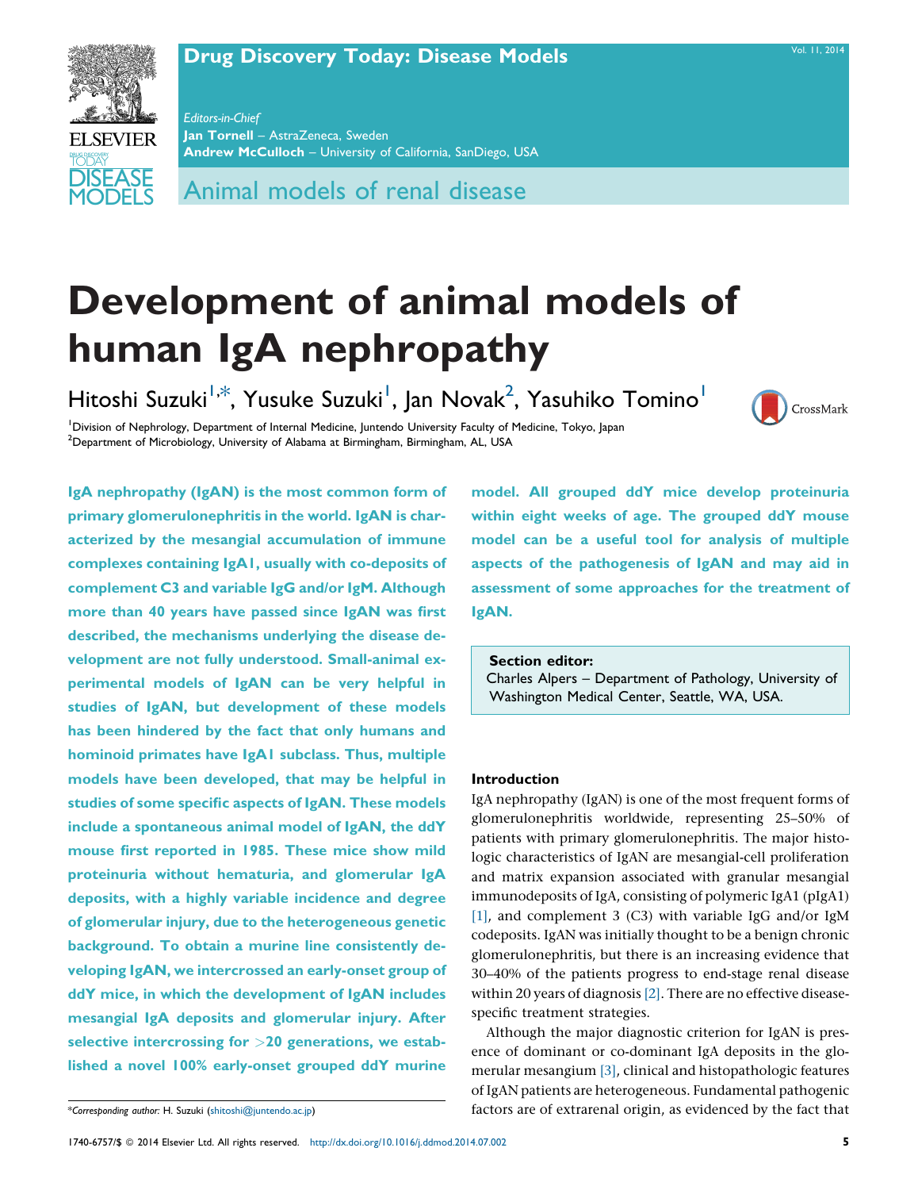# Development of animal models of human IgA nephropathy

Hitoshi Suzuki[1,*], Yusuke Suzuki[1], Jan Novak[2], Yasuhiko Tomino[1]

[1]Division of Nephrology, Department of Internal Medicine, Juntendo University Faculty of Medicine, Tokyo, Japan
[2]Department of Microbiology, University of Alabama at Birmingham, Birmingham, AL, USA

**IgA nephropathy (IgAN) is the most common form of primary glomerulonephritis in the world. IgAN is characterized by the mesangial accumulation of immune complexes containing IgA1, usually with co-deposits of complement C3 and variable IgG and/or IgM. Although more than 40 years have passed since IgAN was first described, the mechanisms underlying the disease development are not fully understood. Small-animal experimental models of IgAN can be very helpful in studies of IgAN, but development of these models has been hindered by the fact that only humans and hominoid primates have IgA1 subclass. Thus, multiple models have been developed, that may be helpful in studies of some specific aspects of IgAN. These models include a spontaneous animal model of IgAN, the ddY mouse first reported in 1985. These mice show mild proteinuria without hematuria, and glomerular IgA deposits, with a highly variable incidence and degree of glomerular injury, due to the heterogeneous genetic background. To obtain a murine line consistently developing IgAN, we intercrossed an early-onset group of ddY mice, in which the development of IgAN includes mesangial IgA deposits and glomerular injury. After selective intercrossing for >20 generations, we established a novel 100% early-onset grouped ddY murine model. All grouped ddY mice develop proteinuria within eight weeks of age. The grouped ddY mouse model can be a useful tool for analysis of multiple aspects of the pathogenesis of IgAN and may aid in assessment of some approaches for the treatment of IgAN.**

**Section editor:**
Charles Alpers – Department of Pathology, University of Washington Medical Center, Seattle, WA, USA.

## Introduction

IgA nephropathy (IgAN) is one of the most frequent forms of glomerulonephritis worldwide, representing 25–50% of patients with primary glomerulonephritis. The major histologic characteristics of IgAN are mesangial-cell proliferation and matrix expansion associated with granular mesangial immunodeposits of IgA, consisting of polymeric IgA1 (pIgA1) [1], and complement 3 (C3) with variable IgG and/or IgM codeposits. IgAN was initially thought to be a benign chronic glomerulonephritis, but there is an increasing evidence that 30–40% of the patients progress to end-stage renal disease within 20 years of diagnosis [2]. There are no effective disease-specific treatment strategies.

Although the major diagnostic criterion for IgAN is presence of dominant or co-dominant IgA deposits in the glomerular mesangium [3], clinical and histopathologic features of IgAN patients are heterogeneous. Fundamental pathogenic factors are of extrarenal origin, as evidenced by the fact that

*Corresponding author: H. Suzuki (shitoshi@juntendo.ac.jp)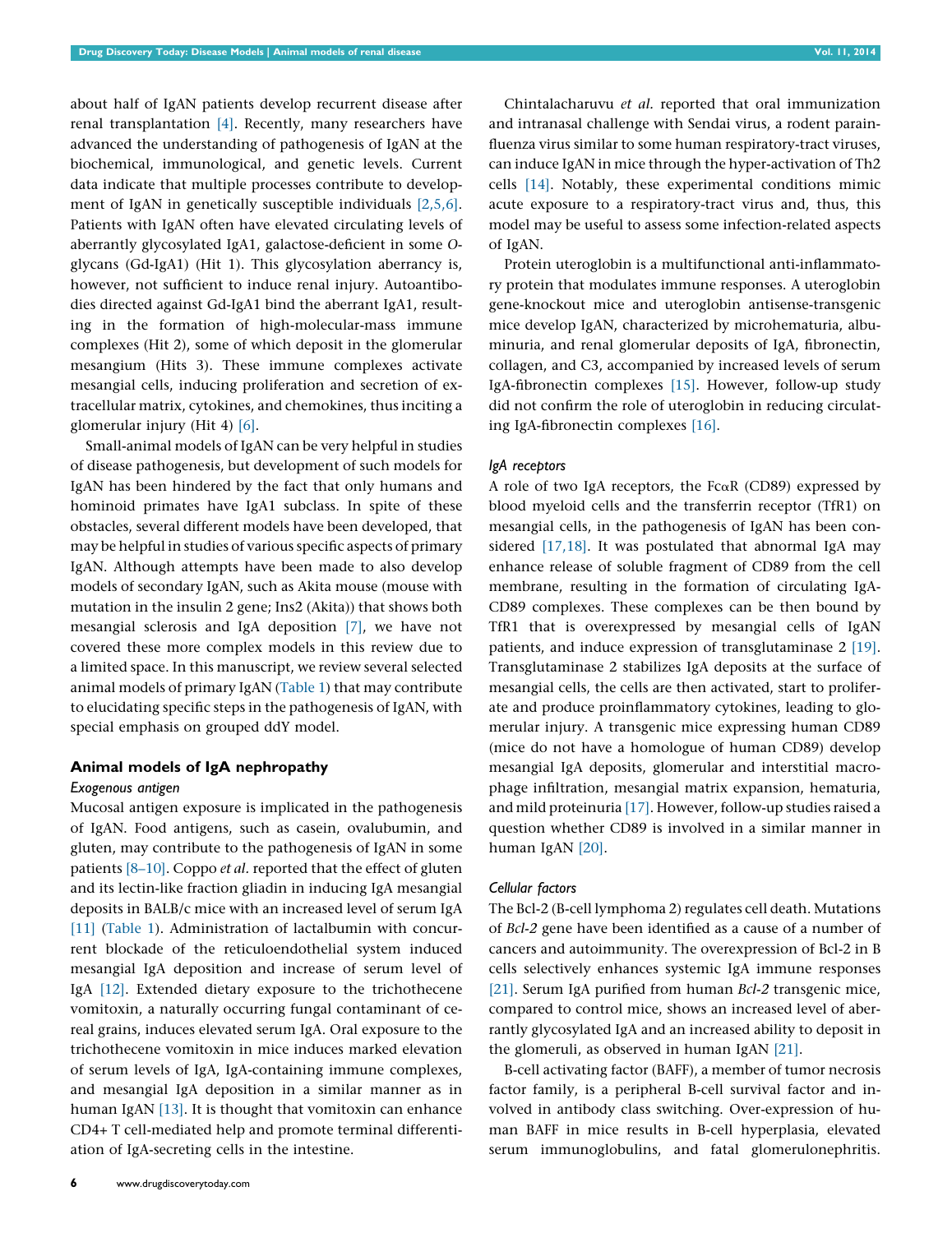about half of IgAN patients develop recurrent disease after renal transplantation [4]. Recently, many researchers have advanced the understanding of pathogenesis of IgAN at the biochemical, immunological, and genetic levels. Current data indicate that multiple processes contribute to development of IgAN in genetically susceptible individuals [2,5,6]. Patients with IgAN often have elevated circulating levels of aberrantly glycosylated IgA1, galactose-deficient in some *O*-glycans (Gd-IgA1) (Hit 1). This glycosylation aberrancy is, however, not sufficient to induce renal injury. Autoantibodies directed against Gd-IgA1 bind the aberrant IgA1, resulting in the formation of high-molecular-mass immune complexes (Hit 2), some of which deposit in the glomerular mesangium (Hits 3). These immune complexes activate mesangial cells, inducing proliferation and secretion of extracellular matrix, cytokines, and chemokines, thus inciting a glomerular injury (Hit 4) [6].

Small-animal models of IgAN can be very helpful in studies of disease pathogenesis, but development of such models for IgAN has been hindered by the fact that only humans and hominoid primates have IgA1 subclass. In spite of these obstacles, several different models have been developed, that may be helpful in studies of various specific aspects of primary IgAN. Although attempts have been made to also develop models of secondary IgAN, such as Akita mouse (mouse with mutation in the insulin 2 gene; Ins2 (Akita)) that shows both mesangial sclerosis and IgA deposition [7], we have not covered these more complex models in this review due to a limited space. In this manuscript, we review several selected animal models of primary IgAN (Table 1) that may contribute to elucidating specific steps in the pathogenesis of IgAN, with special emphasis on grouped ddY model.

## Animal models of IgA nephropathy

### *Exogenous antigen*

Mucosal antigen exposure is implicated in the pathogenesis of IgAN. Food antigens, such as casein, ovalubumin, and gluten, may contribute to the pathogenesis of IgAN in some patients [8–10]. Coppo *et al.* reported that the effect of gluten and its lectin-like fraction gliadin in inducing IgA mesangial deposits in BALB/c mice with an increased level of serum IgA [11] (Table 1). Administration of lactalbumin with concurrent blockade of the reticuloendothelial system induced mesangial IgA deposition and increase of serum level of IgA [12]. Extended dietary exposure to the trichothecene vomitoxin, a naturally occurring fungal contaminant of cereal grains, induces elevated serum IgA. Oral exposure to the trichothecene vomitoxin in mice induces marked elevation of serum levels of IgA, IgA-containing immune complexes, and mesangial IgA deposition in a similar manner as in human IgAN [13]. It is thought that vomitoxin can enhance CD4+ T cell-mediated help and promote terminal differentiation of IgA-secreting cells in the intestine.

Chintalacharuvu *et al.* reported that oral immunization and intranasal challenge with Sendai virus, a rodent parainfluenza virus similar to some human respiratory-tract viruses, can induce IgAN in mice through the hyper-activation of Th2 cells [14]. Notably, these experimental conditions mimic acute exposure to a respiratory-tract virus and, thus, this model may be useful to assess some infection-related aspects of IgAN.

Protein uteroglobin is a multifunctional anti-inflammatory protein that modulates immune responses. A uteroglobin gene-knockout mice and uteroglobin antisense-transgenic mice develop IgAN, characterized by microhematuria, albuminuria, and renal glomerular deposits of IgA, fibronectin, collagen, and C3, accompanied by increased levels of serum IgA-fibronectin complexes [15]. However, follow-up study did not confirm the role of uteroglobin in reducing circulating IgA-fibronectin complexes [16].

### *IgA receptors*

A role of two IgA receptors, the FcαR (CD89) expressed by blood myeloid cells and the transferrin receptor (TfR1) on mesangial cells, in the pathogenesis of IgAN has been considered [17,18]. It was postulated that abnormal IgA may enhance release of soluble fragment of CD89 from the cell membrane, resulting in the formation of circulating IgA-CD89 complexes. These complexes can be then bound by TfR1 that is overexpressed by mesangial cells of IgAN patients, and induce expression of transglutaminase 2 [19]. Transglutaminase 2 stabilizes IgA deposits at the surface of mesangial cells, the cells are then activated, start to proliferate and produce proinflammatory cytokines, leading to glomerular injury. A transgenic mice expressing human CD89 (mice do not have a homologue of human CD89) develop mesangial IgA deposits, glomerular and interstitial macrophage infiltration, mesangial matrix expansion, hematuria, and mild proteinuria [17]. However, follow-up studies raised a question whether CD89 is involved in a similar manner in human IgAN [20].

### *Cellular factors*

The Bcl-2 (B-cell lymphoma 2) regulates cell death. Mutations of *Bcl-2* gene have been identified as a cause of a number of cancers and autoimmunity. The overexpression of Bcl-2 in B cells selectively enhances systemic IgA immune responses [21]. Serum IgA purified from human *Bcl-2* transgenic mice, compared to control mice, shows an increased level of aberrantly glycosylated IgA and an increased ability to deposit in the glomeruli, as observed in human IgAN [21].

B-cell activating factor (BAFF), a member of tumor necrosis factor family, is a peripheral B-cell survival factor and involved in antibody class switching. Over-expression of human BAFF in mice results in B-cell hyperplasia, elevated serum immunoglobulins, and fatal glomerulonephritis.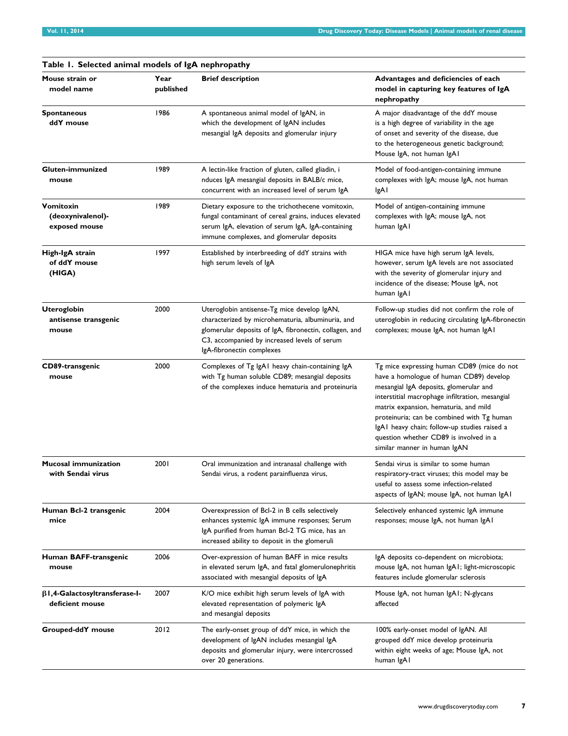**Table 1. Selected animal models of IgA nephropathy**

| Mouse strain or model name | Year published | Brief description | Advantages and deficiencies of each model in capturing key features of IgA nephropathy |
|---|---|---|---|
| **Spontaneous ddY mouse** | 1986 | A spontaneous animal model of IgAN, in which the development of IgAN includes mesangial IgA deposits and glomerular injury | A major disadvantage of the ddY mouse is a high degree of variability in the age of onset and severity of the disease, due to the heterogeneous genetic background; Mouse IgA, not human IgA1 |
| **Gluten-immunized mouse** | 1989 | A lectin-like fraction of gluten, called gliadin, i nduces IgA mesangial deposits in BALB/c mice, concurrent with an increased level of serum IgA | Model of food-antigen-containing immune complexes with IgA; mouse IgA, not human IgA1 |
| **Vomitoxin (deoxynivalenol)-exposed mouse** | 1989 | Dietary exposure to the trichothecene vomitoxin, fungal contaminant of cereal grains, induces elevated serum IgA, elevation of serum IgA, IgA-containing immune complexes, and glomerular deposits | Model of antigen-containing immune complexes with IgA; mouse IgA, not human IgA1 |
| **High-IgA strain of ddY mouse (HIGA)** | 1997 | Established by interbreeding of ddY strains with high serum levels of IgA | HIGA mice have high serum IgA levels, however, serum IgA levels are not associated with the severity of glomerular injury and incidence of the disease; Mouse IgA, not human IgA1 |
| **Uteroglobin antisense transgenic mouse** | 2000 | Uteroglobin antisense-Tg mice develop IgAN, characterized by microhematuria, albuminuria, and glomerular deposits of IgA, fibronectin, collagen, and C3, accompanied by increased levels of serum IgA-fibronectin complexes | Follow-up studies did not confirm the role of uteroglobin in reducing circulating IgA-fibronectin complexes; mouse IgA, not human IgA1 |
| **CD89-transgenic mouse** | 2000 | Complexes of Tg IgA1 heavy chain-containing IgA with Tg human soluble CD89; mesangial deposits of the complexes induce hematuria and proteinuria | Tg mice expressing human CD89 (mice do not have a homologue of human CD89) develop mesangial IgA deposits, glomerular and interstitial macrophage infiltration, mesangial matrix expansion, hematuria, and mild proteinuria; can be combined with Tg human IgA1 heavy chain; follow-up studies raised a question whether CD89 is involved in a similar manner in human IgAN |
| **Mucosal immunization with Sendai virus** | 2001 | Oral immunization and intranasal challenge with Sendai virus, a rodent parainfluenza virus, | Sendai virus is similar to some human respiratory-tract viruses; this model may be useful to assess some infection-related aspects of IgAN; mouse IgA, not human IgA1 |
| **Human Bcl-2 transgenic mice** | 2004 | Overexpression of Bcl-2 in B cells selectively enhances systemic IgA immune responses; Serum IgA purified from human Bcl-2 TG mice, has an increased ability to deposit in the glomeruli | Selectively enhanced systemic IgA immune responses; mouse IgA, not human IgA1 |
| **Human BAFF-transgenic mouse** | 2006 | Over-expression of human BAFF in mice results in elevated serum IgA, and fatal glomerulonephritis associated with mesangial deposits of IgA | IgA deposits co-dependent on microbiota; mouse IgA, not human IgA1; light-microscopic features include glomerular sclerosis |
| **β1,4-Galactosyltransferase-I-deficient mouse** | 2007 | K/O mice exhibit high serum levels of IgA with elevated representation of polymeric IgA and mesangial deposits | Mouse IgA, not human IgA1; N-glycans affected |
| **Grouped-ddY mouse** | 2012 | The early-onset group of ddY mice, in which the development of IgAN includes mesangial IgA deposits and glomerular injury, were intercrossed over 20 generations. | 100% early-onset model of IgAN. All grouped ddY mice develop proteinuria within eight weeks of age; Mouse IgA, not human IgA1 |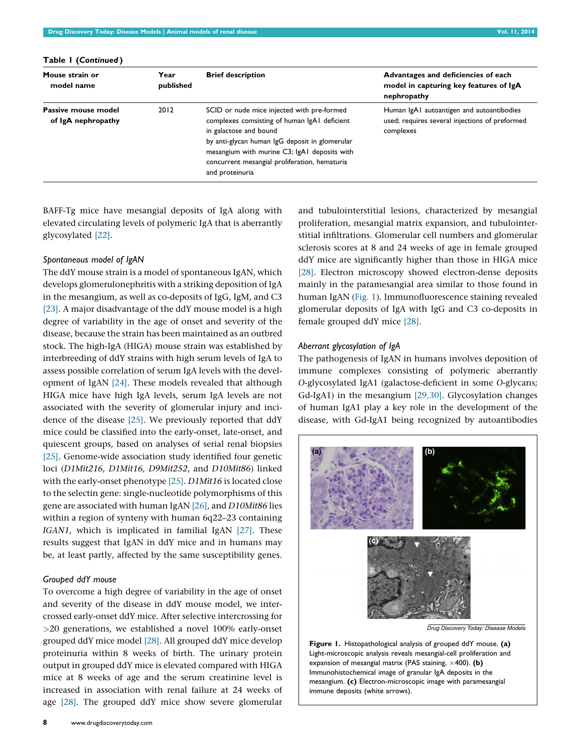**Table 1 (*Continued*)**

| Mouse strain or model name | Year published | Brief description | Advantages and deficiencies of each model in capturing key features of IgA nephropathy |
|---|---|---|---|
| **Passive mouse model of IgA nephropathy** | 2012 | SCID or nude mice injected with pre-formed complexes comsisting of human IgA1 deficient in galactose and bound by anti-glycan human IgG deposit in glomerular mesangium with murine C3; IgA1 deposits with concurrent mesangial proliferation, hematuria and proteinuria | Human IgA1 autoantigen and autoantibodies used; requires several injections of preformed complexes |

BAFF-Tg mice have mesangial deposits of IgA along with elevated circulating levels of polymeric IgA that is aberrantly glycosylated [22].

### *Spontaneous model of IgAN*

The ddY mouse strain is a model of spontaneous IgAN, which develops glomerulonephritis with a striking deposition of IgA in the mesangium, as well as co-deposits of IgG, IgM, and C3 [23]. A major disadvantage of the ddY mouse model is a high degree of variability in the age of onset and severity of the disease, because the strain has been maintained as an outbred stock. The high-IgA (HIGA) mouse strain was established by interbreeding of ddY strains with high serum levels of IgA to assess possible correlation of serum IgA levels with the development of IgAN [24]. These models revealed that although HIGA mice have high IgA levels, serum IgA levels are not associated with the severity of glomerular injury and incidence of the disease [25]. We previously reported that ddY mice could be classified into the early-onset, late-onset, and quiescent groups, based on analyses of serial renal biopsies [25]. Genome-wide association study identified four genetic loci (*D1Mit216, D1Mit16, D9Mit252*, and *D10Mit86*) linked with the early-onset phenotype [25]. *D1Mit16* is located close to the selectin gene: single-nucleotide polymorphisms of this gene are associated with human IgAN [26], and *D10Mit86* lies within a region of synteny with human 6q22–23 containing *IGAN1*, which is implicated in familial IgAN [27]. These results suggest that IgAN in ddY mice and in humans may be, at least partly, affected by the same susceptibility genes.

### *Grouped ddY mouse*

To overcome a high degree of variability in the age of onset and severity of the disease in ddY mouse model, we intercrossed early-onset ddY mice. After selective intercrossing for >20 generations, we established a novel 100% early-onset grouped ddY mice model [28]. All grouped ddY mice develop proteinuria within 8 weeks of birth. The urinary protein output in grouped ddY mice is elevated compared with HIGA mice at 8 weeks of age and the serum creatinine level is increased in association with renal failure at 24 weeks of age [28]. The grouped ddY mice show severe glomerular and tubulointerstitial lesions, characterized by mesangial proliferation, mesangial matrix expansion, and tubulointerstitial infiltrations. Glomerular cell numbers and glomerular sclerosis scores at 8 and 24 weeks of age in female grouped ddY mice are significantly higher than those in HIGA mice [28]. Electron microscopy showed electron-dense deposits mainly in the paramesangial area similar to those found in human IgAN (Fig. 1). Immunofluorescence staining revealed glomerular deposits of IgA with IgG and C3 co-deposits in female grouped ddY mice [28].

### *Aberrant glycosylation of IgA*

The pathogenesis of IgAN in humans involves deposition of immune complexes consisting of polymeric aberrantly *O*-glycosylated IgA1 (galactose-deficient in some *O*-glycans; Gd-IgA1) in the mesangium [29,30]. Glycosylation changes of human IgA1 play a key role in the development of the disease, with Gd-IgA1 being recognized by autoantibodies

**Figure 1.** Histopathological analysis of grouped ddY mouse. **(a)** Light-microscopic analysis reveals mesangial-cell proliferation and expansion of mesangial matrix (PAS staining, ×400). **(b)** Immunohistochemical image of granular IgA deposits in the mesangium. **(c)** Electron-microscopic image with paramesangial immune deposits (white arrows).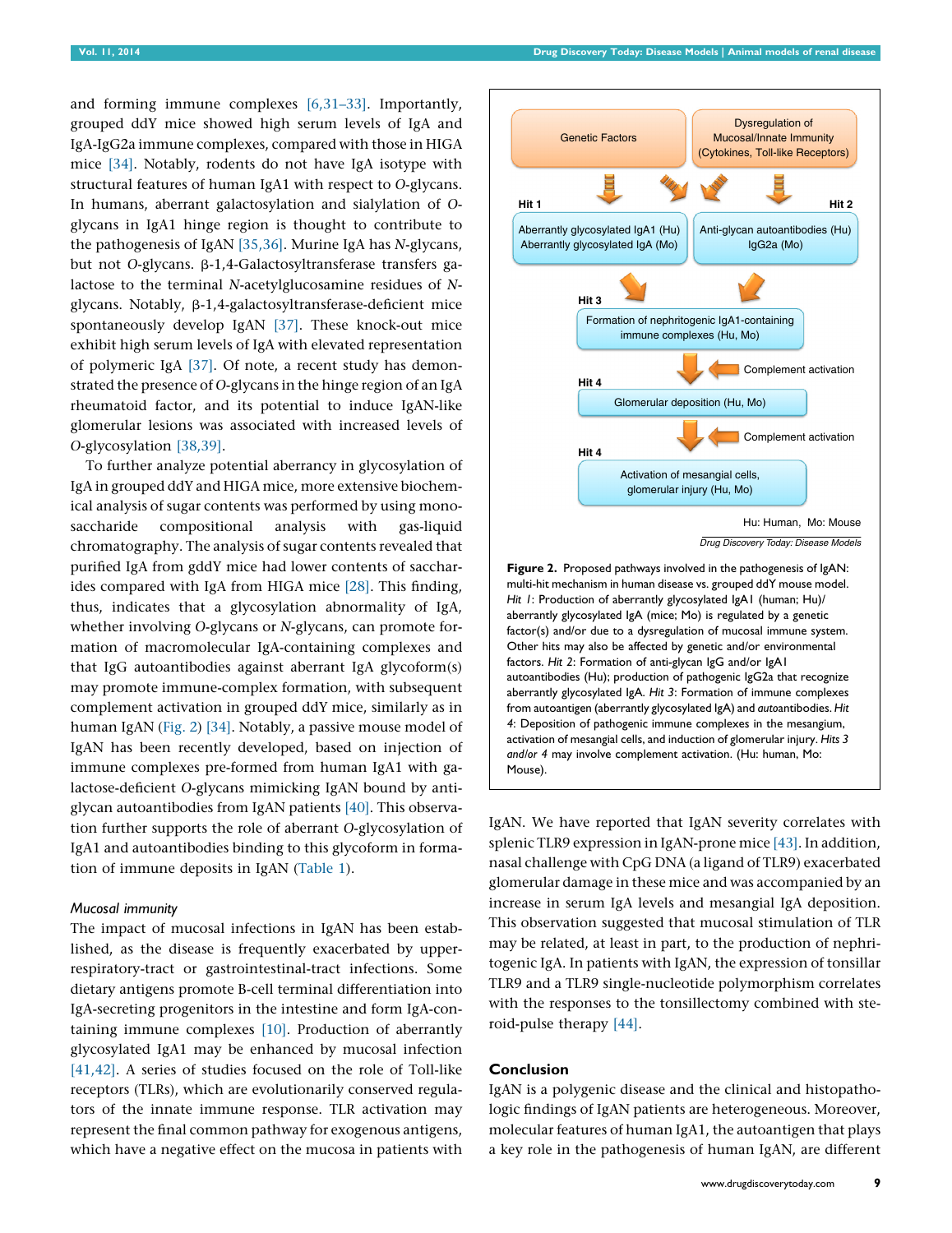and forming immune complexes [6,31–33]. Importantly, grouped ddY mice showed high serum levels of IgA and IgA-IgG2a immune complexes, compared with those in HIGA mice [34]. Notably, rodents do not have IgA isotype with structural features of human IgA1 with respect to *O*-glycans. In humans, aberrant galactosylation and sialylation of *O*-glycans in IgA1 hinge region is thought to contribute to the pathogenesis of IgAN [35,36]. Murine IgA has *N*-glycans, but not *O*-glycans. β-1,4-Galactosyltransferase transfers galactose to the terminal *N*-acetylglucosamine residues of *N*-glycans. Notably, β-1,4-galactosyltransferase-deficient mice spontaneously develop IgAN [37]. These knock-out mice exhibit high serum levels of IgA with elevated representation of polymeric IgA [37]. Of note, a recent study has demonstrated the presence of *O*-glycans in the hinge region of an IgA rheumatoid factor, and its potential to induce IgAN-like glomerular lesions was associated with increased levels of *O*-glycosylation [38,39].

To further analyze potential aberrancy in glycosylation of IgA in grouped ddY and HIGA mice, more extensive biochemical analysis of sugar contents was performed by using monosaccharide compositional analysis with gas-liquid chromatography. The analysis of sugar contents revealed that purified IgA from gddY mice had lower contents of saccharides compared with IgA from HIGA mice [28]. This finding, thus, indicates that a glycosylation abnormality of IgA, whether involving *O*-glycans or *N*-glycans, can promote formation of macromolecular IgA-containing complexes and that IgG autoantibodies against aberrant IgA glycoform(s) may promote immune-complex formation, with subsequent complement activation in grouped ddY mice, similarly as in human IgAN (Fig. 2) [34]. Notably, a passive mouse model of IgAN has been recently developed, based on injection of immune complexes pre-formed from human IgA1 with galactose-deficient *O*-glycans mimicking IgAN bound by anti-glycan autoantibodies from IgAN patients [40]. This observation further supports the role of aberrant *O*-glycosylation of IgA1 and autoantibodies binding to this glycoform in formation of immune deposits in IgAN (Table 1).

### *Mucosal immunity*

The impact of mucosal infections in IgAN has been established, as the disease is frequently exacerbated by upper-respiratory-tract or gastrointestinal-tract infections. Some dietary antigens promote B-cell terminal differentiation into IgA-secreting progenitors in the intestine and form IgA-containing immune complexes [10]. Production of aberrantly glycosylated IgA1 may be enhanced by mucosal infection [41,42]. A series of studies focused on the role of Toll-like receptors (TLRs), which are evolutionarily conserved regulators of the innate immune response. TLR activation may represent the final common pathway for exogenous antigens, which have a negative effect on the mucosa in patients with IgAN. We have reported that IgAN severity correlates with splenic TLR9 expression in IgAN-prone mice [43]. In addition, nasal challenge with CpG DNA (a ligand of TLR9) exacerbated glomerular damage in these mice and was accompanied by an increase in serum IgA levels and mesangial IgA deposition. This observation suggested that mucosal stimulation of TLR may be related, at least in part, to the production of nephritogenic IgA. In patients with IgAN, the expression of tonsillar TLR9 and a TLR9 single-nucleotide polymorphism correlates with the responses to the tonsillectomy combined with steroid-pulse therapy [44].

**Figure 2.** Proposed pathways involved in the pathogenesis of IgAN: multi-hit mechanism in human disease vs. grouped ddY mouse model. *Hit 1*: Production of aberrantly glycosylated IgA1 (human; Hu)/ aberrantly glycosylated IgA (mice; Mo) is regulated by a genetic factor(s) and/or due to a dysregulation of mucosal immune system. Other hits may also be affected by genetic and/or environmental factors. *Hit 2*: Formation of anti-glycan IgG and/or IgA1 autoantibodies (Hu); production of pathogenic IgG2a that recognize aberrantly glycosylated IgA. *Hit 3*: Formation of immune complexes from autoantigen (aberrantly glycosylated IgA) and *autoantibodies*. *Hit 4*: Deposition of pathogenic immune complexes in the mesangium, activation of mesangial cells, and induction of glomerular injury. *Hits 3 and/or 4* may involve complement activation. (Hu: human, Mo: Mouse).

## Conclusion

IgAN is a polygenic disease and the clinical and histopathologic findings of IgAN patients are heterogeneous. Moreover, molecular features of human IgA1, the autoantigen that plays a key role in the pathogenesis of human IgAN, are different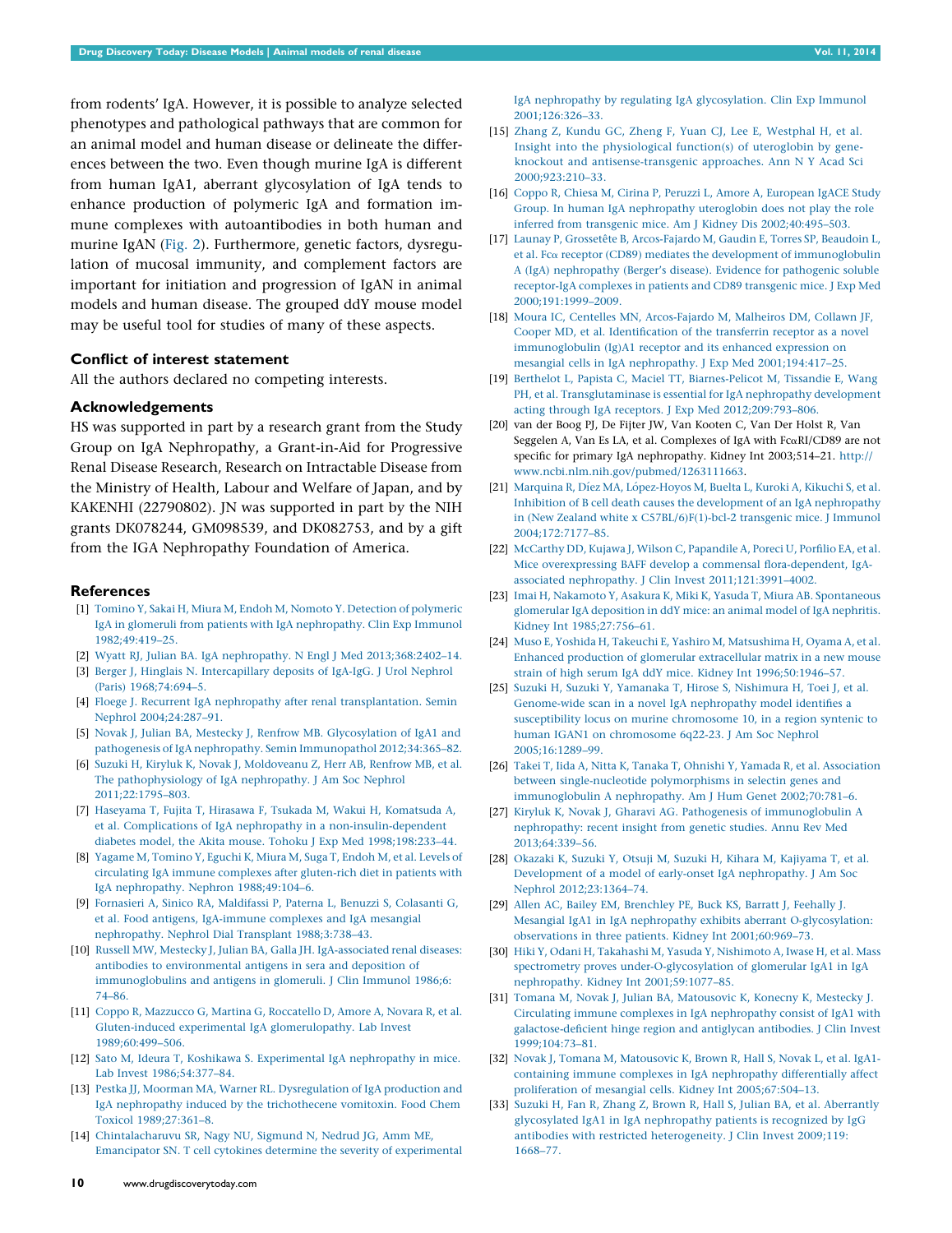from rodents' IgA. However, it is possible to analyze selected phenotypes and pathological pathways that are common for an animal model and human disease or delineate the differences between the two. Even though murine IgA is different from human IgA1, aberrant glycosylation of IgA tends to enhance production of polymeric IgA and formation immune complexes with autoantibodies in both human and murine IgAN (Fig. 2). Furthermore, genetic factors, dysregulation of mucosal immunity, and complement factors are important for initiation and progression of IgAN in animal models and human disease. The grouped ddY mouse model may be useful tool for studies of many of these aspects.

### Conflict of interest statement

All the authors declared no competing interests.

### Acknowledgements

HS was supported in part by a research grant from the Study Group on IgA Nephropathy, a Grant-in-Aid for Progressive Renal Disease Research, Research on Intractable Disease from the Ministry of Health, Labour and Welfare of Japan, and by KAKENHI (22790802). JN was supported in part by the NIH grants DK078244, GM098539, and DK082753, and by a gift from the IGA Nephropathy Foundation of America.

### References

[1] Tomino Y, Sakai H, Miura M, Endoh M, Nomoto Y. Detection of polymeric IgA in glomeruli from patients with IgA nephropathy. Clin Exp Immunol 1982;49:419–25.

[2] Wyatt RJ, Julian BA. IgA nephropathy. N Engl J Med 2013;368:2402–14.

[3] Berger J, Hinglais N. Intercapillary deposits of IgA-IgG. J Urol Nephrol (Paris) 1968;74:694–5.

[4] Floege J. Recurrent IgA nephropathy after renal transplantation. Semin Nephrol 2004;24:287–91.

[5] Novak J, Julian BA, Mestecky J, Renfrow MB. Glycosylation of IgA1 and pathogenesis of IgA nephropathy. Semin Immunopathol 2012;34:365–82.

[6] Suzuki H, Kiryluk K, Novak J, Moldoveanu Z, Herr AB, Renfrow MB, et al. The pathophysiology of IgA nephropathy. J Am Soc Nephrol 2011;22:1795–803.

[7] Haseyama T, Fujita T, Hirasawa F, Tsukada M, Wakui H, Komatsuda A, et al. Complications of IgA nephropathy in a non-insulin-dependent diabetes model, the Akita mouse. Tohoku J Exp Med 1998;198:233–44.

[8] Yagame M, Tomino Y, Eguchi K, Miura M, Suga T, Endoh M, et al. Levels of circulating IgA immune complexes after gluten-rich diet in patients with IgA nephropathy. Nephron 1988;49:104–6.

[9] Fornasieri A, Sinico RA, Maldifassi P, Paterna L, Benuzzi S, Colasanti G, et al. Food antigens, IgA-immune complexes and IgA mesangial nephropathy. Nephrol Dial Transplant 1988;3:738–43.

[10] Russell MW, Mestecky J, Julian BA, Galla JH. IgA-associated renal diseases: antibodies to environmental antigens in sera and deposition of immunoglobulins and antigens in glomeruli. J Clin Immunol 1986;6: 74–86.

[11] Coppo R, Mazzucco G, Martina G, Roccatello D, Amore A, Novara R, et al. Gluten-induced experimental IgA glomerulopathy. Lab Invest 1989;60:499–506.

[12] Sato M, Ideura T, Koshikawa S. Experimental IgA nephropathy in mice. Lab Invest 1986;54:377–84.

[13] Pestka JJ, Moorman MA, Warner RL. Dysregulation of IgA production and IgA nephropathy induced by the trichothecene vomitoxin. Food Chem Toxicol 1989;27:361–8.

[14] Chintalacharuvu SR, Nagy NU, Sigmund N, Nedrud JG, Amm ME, Emancipator SN. T cell cytokines determine the severity of experimental IgA nephropathy by regulating IgA glycosylation. Clin Exp Immunol 2001;126:326–33.

[15] Zhang Z, Kundu GC, Zheng F, Yuan CJ, Lee E, Westphal H, et al. Insight into the physiological function(s) of uteroglobin by gene-knockout and antisense-transgenic approaches. Ann N Y Acad Sci 2000;923:210–33.

[16] Coppo R, Chiesa M, Cirina P, Peruzzi L, Amore A, European IgACE Study Group. In human IgA nephropathy uteroglobin does not play the role inferred from transgenic mice. Am J Kidney Dis 2002;40:495–503.

[17] Launay P, Grossetête B, Arcos-Fajardo M, Gaudin E, Torres SP, Beaudoin L, et al. Fcα receptor (CD89) mediates the development of immunoglobulin A (IgA) nephropathy (Berger's disease). Evidence for pathogenic soluble receptor-IgA complexes in patients and CD89 transgenic mice. J Exp Med 2000;191:1999–2009.

[18] Moura IC, Centelles MN, Arcos-Fajardo M, Malheiros DM, Collawn JF, Cooper MD, et al. Identification of the transferrin receptor as a novel immunoglobulin (Ig)A1 receptor and its enhanced expression on mesangial cells in IgA nephropathy. J Exp Med 2001;194:417–25.

[19] Berthelot L, Papista C, Maciel TT, Biarnes-Pelicot M, Tissandie E, Wang PH, et al. Transglutaminase is essential for IgA nephropathy development acting through IgA receptors. J Exp Med 2012;209:793–806.

[20] van der Boog PJ, De Fijter JW, Van Kooten C, Van Der Holst R, Van Seggelen A, Van Es LA, et al. Complexes of IgA with FcαRI/CD89 are not specific for primary IgA nephropathy. Kidney Int 2003;514–21. http://www.ncbi.nlm.nih.gov/pubmed/1263111663.

[21] Marquina R, Díez MA, López-Hoyos M, Buelta L, Kuroki A, Kikuchi S, et al. Inhibition of B cell death causes the development of an IgA nephropathy in (New Zealand white x C57BL/6)F(1)-bcl-2 transgenic mice. J Immunol 2004;172:7177–85.

[22] McCarthy DD, Kujawa J, Wilson C, Papandile A, Poreci U, Porfilio EA, et al. Mice overexpressing BAFF develop a commensal flora-dependent, IgA-associated nephropathy. J Clin Invest 2011;121:3991–4002.

[23] Imai H, Nakamoto Y, Asakura K, Miki K, Yasuda T, Miura AB. Spontaneous glomerular IgA deposition in ddY mice: an animal model of IgA nephritis. Kidney Int 1985;27:756–61.

[24] Muso E, Yoshida H, Takeuchi E, Yashiro M, Matsushima H, Oyama A, et al. Enhanced production of glomerular extracellular matrix in a new mouse strain of high serum IgA ddY mice. Kidney Int 1996;50:1946–57.

[25] Suzuki H, Suzuki Y, Yamanaka T, Hirose S, Nishimura H, Toei J, et al. Genome-wide scan in a novel IgA nephropathy model identifies a susceptibility locus on murine chromosome 10, in a region syntenic to human IGAN1 on chromosome 6q22-23. J Am Soc Nephrol 2005;16:1289–99.

[26] Takei T, Iida A, Nitta K, Tanaka T, Ohnishi Y, Yamada R, et al. Association between single-nucleotide polymorphisms in selectin genes and immunoglobulin A nephropathy. Am J Hum Genet 2002;70:781–6.

[27] Kiryluk K, Novak J, Gharavi AG. Pathogenesis of immunoglobulin A nephropathy: recent insight from genetic studies. Annu Rev Med 2013;64:339–56.

[28] Okazaki K, Suzuki Y, Otsuji M, Suzuki H, Kihara M, Kajiyama T, et al. Development of a model of early-onset IgA nephropathy. J Am Soc Nephrol 2012;23:1364–74.

[29] Allen AC, Bailey EM, Brenchley PE, Buck KS, Barratt J, Feehally J. Mesangial IgA1 in IgA nephropathy exhibits aberrant O-glycosylation: observations in three patients. Kidney Int 2001;60:969–73.

[30] Hiki Y, Odani H, Takahashi M, Yasuda Y, Nishimoto A, Iwase H, et al. Mass spectrometry proves under-O-glycosylation of glomerular IgA1 in IgA nephropathy. Kidney Int 2001;59:1077–85.

[31] Tomana M, Novak J, Julian BA, Matousovic K, Konecny K, Mestecky J. Circulating immune complexes in IgA nephropathy consist of IgA1 with galactose-deficient hinge region and antiglycan antibodies. J Clin Invest 1999;104:73–81.

[32] Novak J, Tomana M, Matousovic K, Brown R, Hall S, Novak L, et al. IgA1-containing immune complexes in IgA nephropathy differentially affect proliferation of mesangial cells. Kidney Int 2005;67:504–13.

[33] Suzuki H, Fan R, Zhang Z, Brown R, Hall S, Julian BA, et al. Aberrantly glycosylated IgA1 in IgA nephropathy patients is recognized by IgG antibodies with restricted heterogeneity. J Clin Invest 2009;119: 1668–77.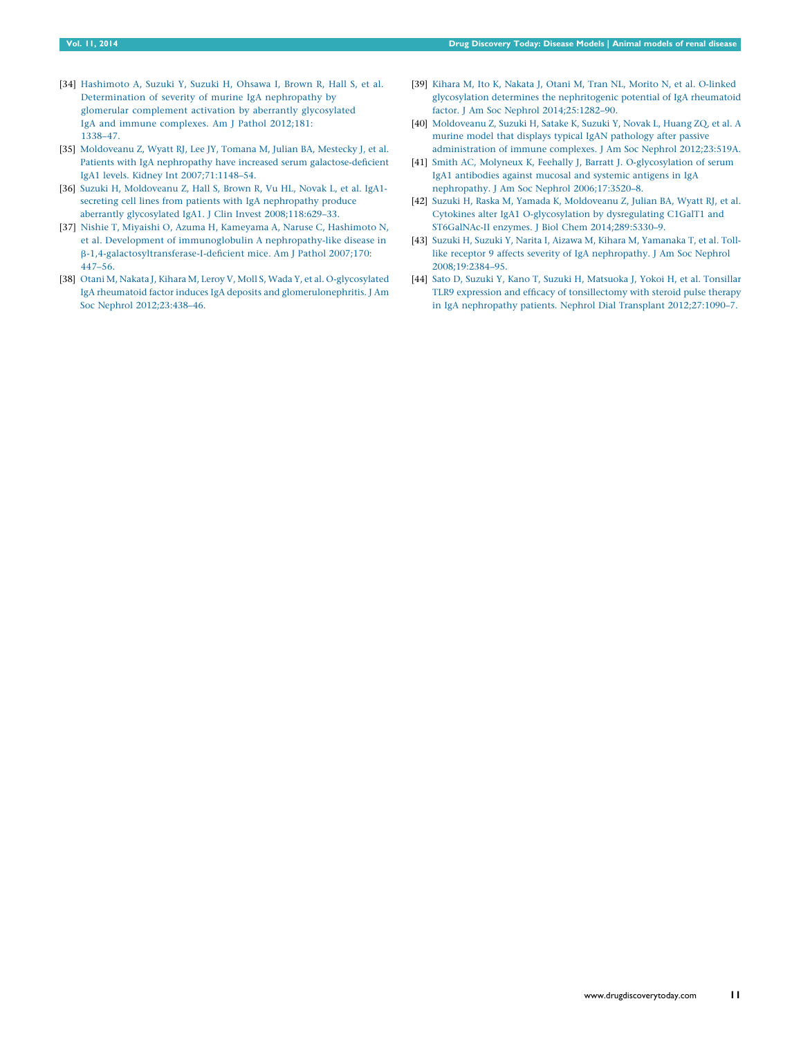[34] Hashimoto A, Suzuki Y, Suzuki H, Ohsawa I, Brown R, Hall S, et al. Determination of severity of murine IgA nephropathy by glomerular complement activation by aberrantly glycosylated IgA and immune complexes. Am J Pathol 2012;181: 1338–47.

[35] Moldoveanu Z, Wyatt RJ, Lee JY, Tomana M, Julian BA, Mestecky J, et al. Patients with IgA nephropathy have increased serum galactose-deficient IgA1 levels. Kidney Int 2007;71:1148–54.

[36] Suzuki H, Moldoveanu Z, Hall S, Brown R, Vu HL, Novak L, et al. IgA1-secreting cell lines from patients with IgA nephropathy produce aberrantly glycosylated IgA1. J Clin Invest 2008;118:629–33.

[37] Nishie T, Miyaishi O, Azuma H, Kameyama A, Naruse C, Hashimoto N, et al. Development of immunoglobulin A nephropathy-like disease in β-1,4-galactosyltransferase-I-deficient mice. Am J Pathol 2007;170: 447–56.

[38] Otani M, Nakata J, Kihara M, Leroy V, Moll S, Wada Y, et al. O-glycosylated IgA rheumatoid factor induces IgA deposits and glomerulonephritis. J Am Soc Nephrol 2012;23:438–46.

[39] Kihara M, Ito K, Nakata J, Otani M, Tran NL, Morito N, et al. O-linked glycosylation determines the nephritogenic potential of IgA rheumatoid factor. J Am Soc Nephrol 2014;25:1282–90.

[40] Moldoveanu Z, Suzuki H, Satake K, Suzuki Y, Novak L, Huang ZQ, et al. A murine model that displays typical IgAN pathology after passive administration of immune complexes. J Am Soc Nephrol 2012;23:519A.

[41] Smith AC, Molyneux K, Feehally J, Barratt J. O-glycosylation of serum IgA1 antibodies against mucosal and systemic antigens in IgA nephropathy. J Am Soc Nephrol 2006;17:3520–8.

[42] Suzuki H, Raska M, Yamada K, Moldoveanu Z, Julian BA, Wyatt RJ, et al. Cytokines alter IgA1 O-glycosylation by dysregulating C1GalT1 and ST6GalNAc-II enzymes. J Biol Chem 2014;289:5330–9.

[43] Suzuki H, Suzuki Y, Narita I, Aizawa M, Kihara M, Yamanaka T, et al. Toll-like receptor 9 affects severity of IgA nephropathy. J Am Soc Nephrol 2008;19:2384–95.

[44] Sato D, Suzuki Y, Kano T, Suzuki H, Matsuoka J, Yokoi H, et al. Tonsillar TLR9 expression and efficacy of tonsillectomy with steroid pulse therapy in IgA nephropathy patients. Nephrol Dial Transplant 2012;27:1090–7.